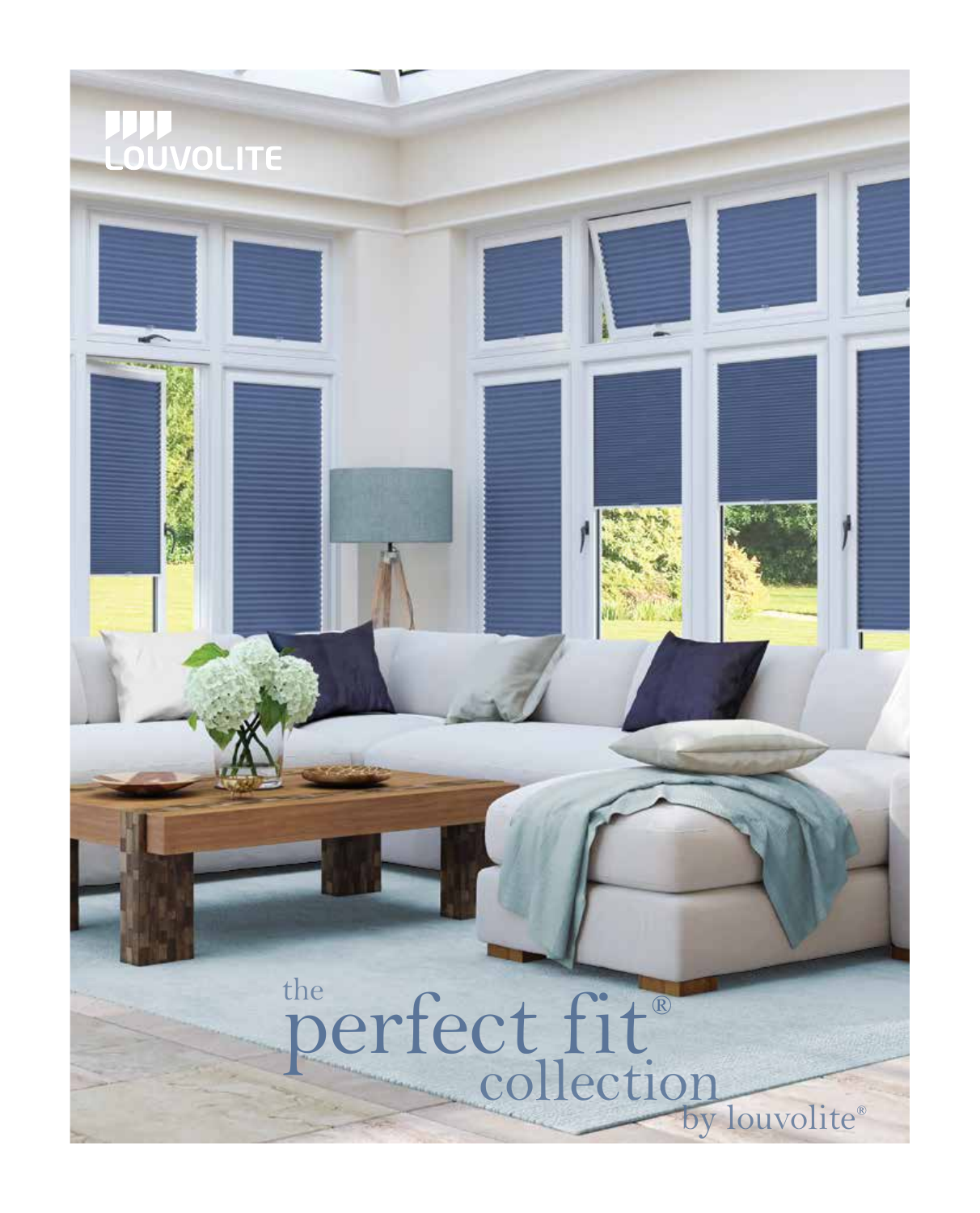LOUVOLITE

# the perfect fit® collection by louvolite®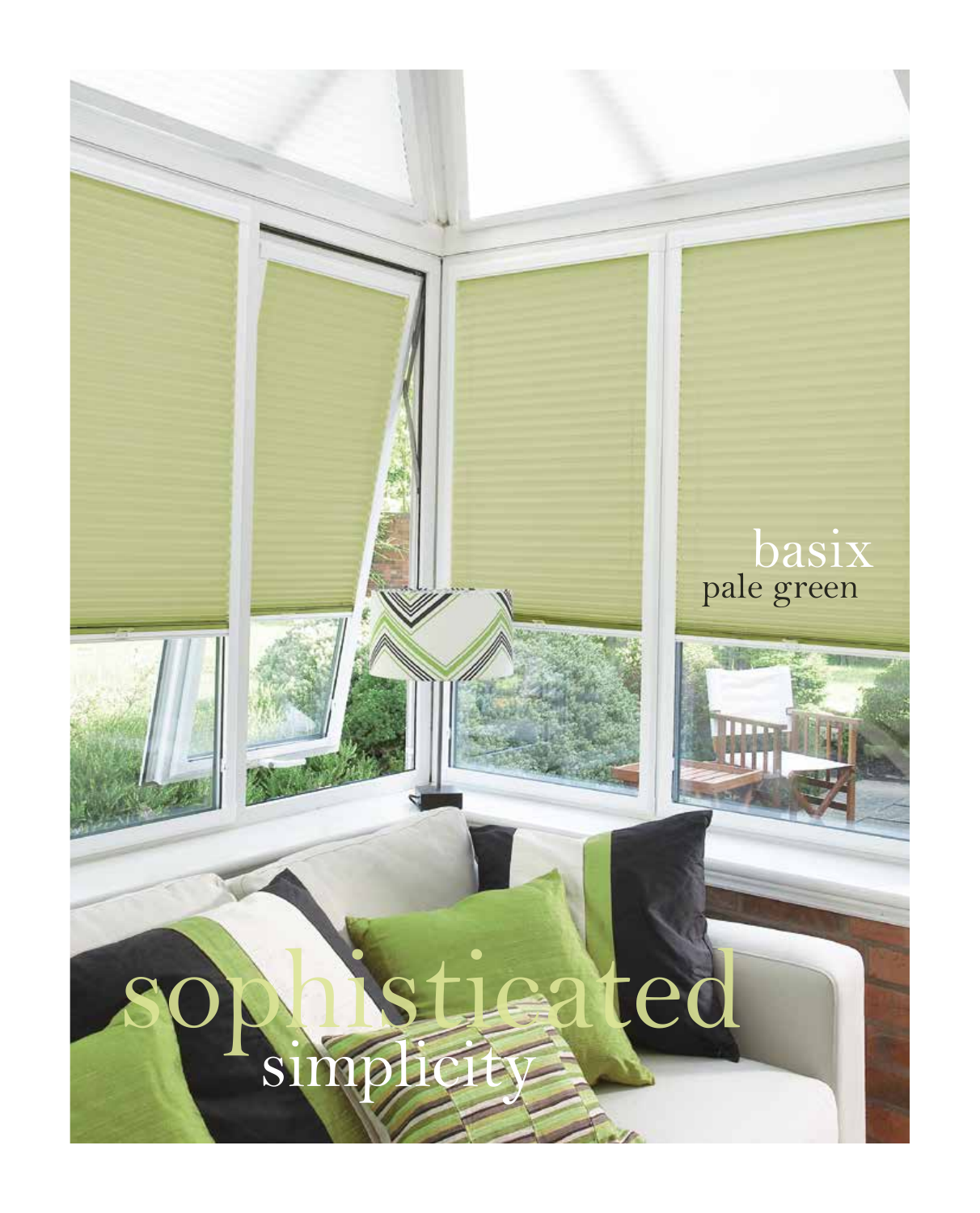basix
pale green

sophisticated
simplicity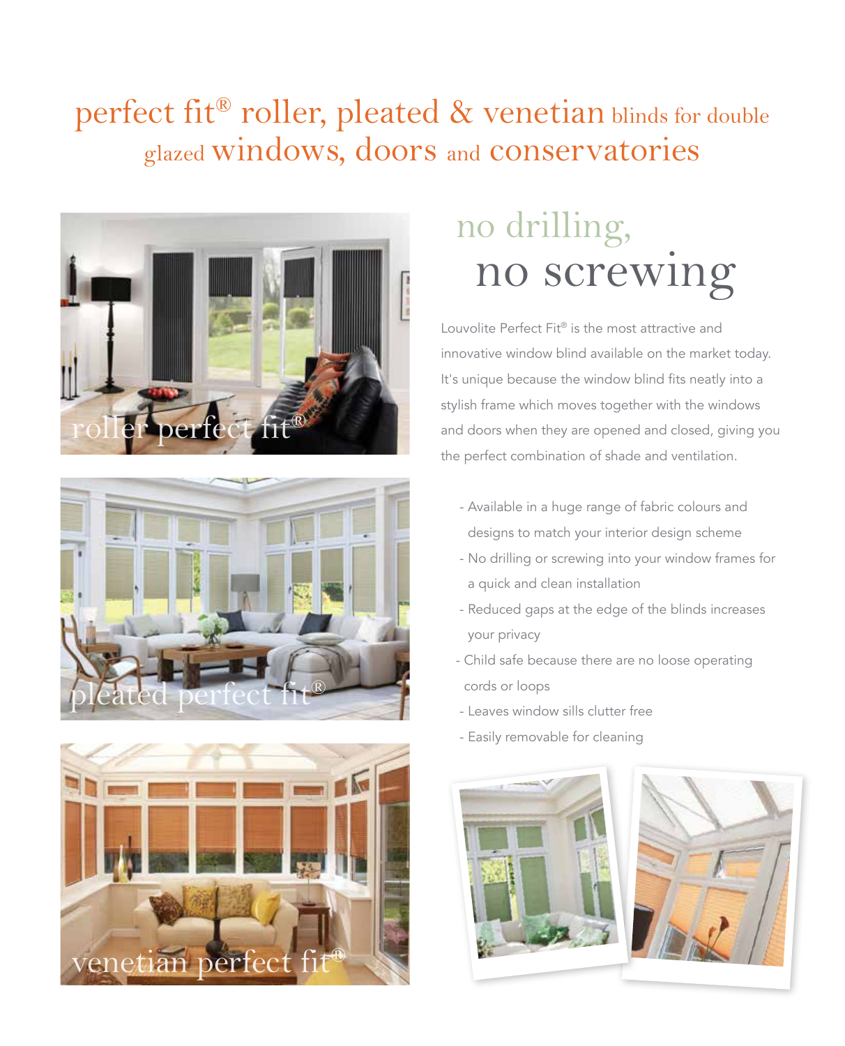# perfect fit® roller, pleated & venetian blinds for double glazed windows, doors and conservatories

roller perfect fit®

pleated perfect fit®

venetian perfect fit®

## no drilling, no screwing

Louvolite Perfect Fit® is the most attractive and innovative window blind available on the market today. It's unique because the window blind fits neatly into a stylish frame which moves together with the windows and doors when they are opened and closed, giving you the perfect combination of shade and ventilation.

- Available in a huge range of fabric colours and designs to match your interior design scheme
- No drilling or screwing into your window frames for a quick and clean installation
- Reduced gaps at the edge of the blinds increases your privacy
- Child safe because there are no loose operating cords or loops
- Leaves window sills clutter free
- Easily removable for cleaning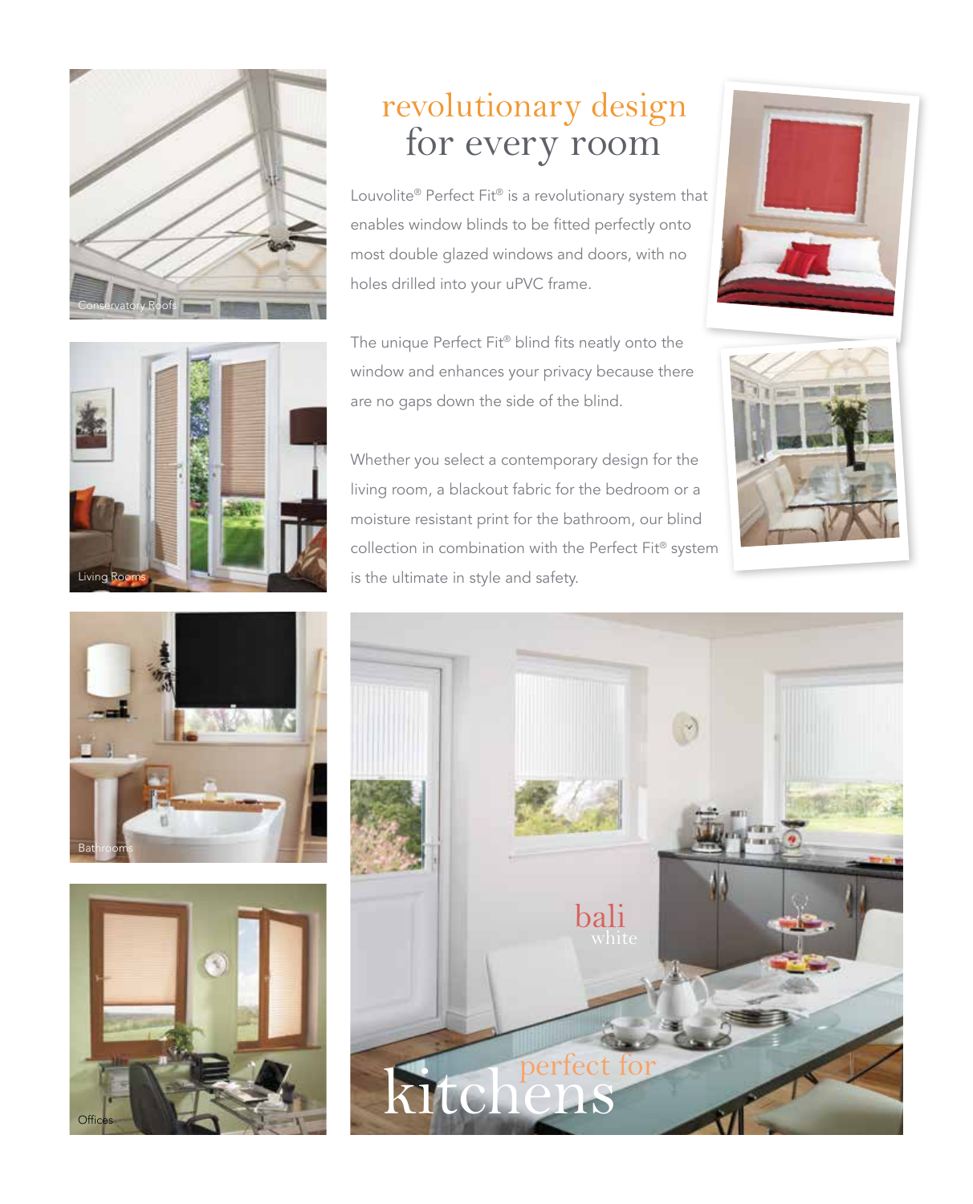Conservatory Roofs

Living Rooms

Bathrooms

Offices

# revolutionary design for every room

Louvolite® Perfect Fit® is a revolutionary system that enables window blinds to be fitted perfectly onto most double glazed windows and doors, with no holes drilled into your uPVC frame.

The unique Perfect Fit® blind fits neatly onto the window and enhances your privacy because there are no gaps down the side of the blind.

Whether you select a contemporary design for the living room, a blackout fabric for the bedroom or a moisture resistant print for the bathroom, our blind collection in combination with the Perfect Fit® system is the ultimate in style and safety.

bali
white

perfect for
kitchens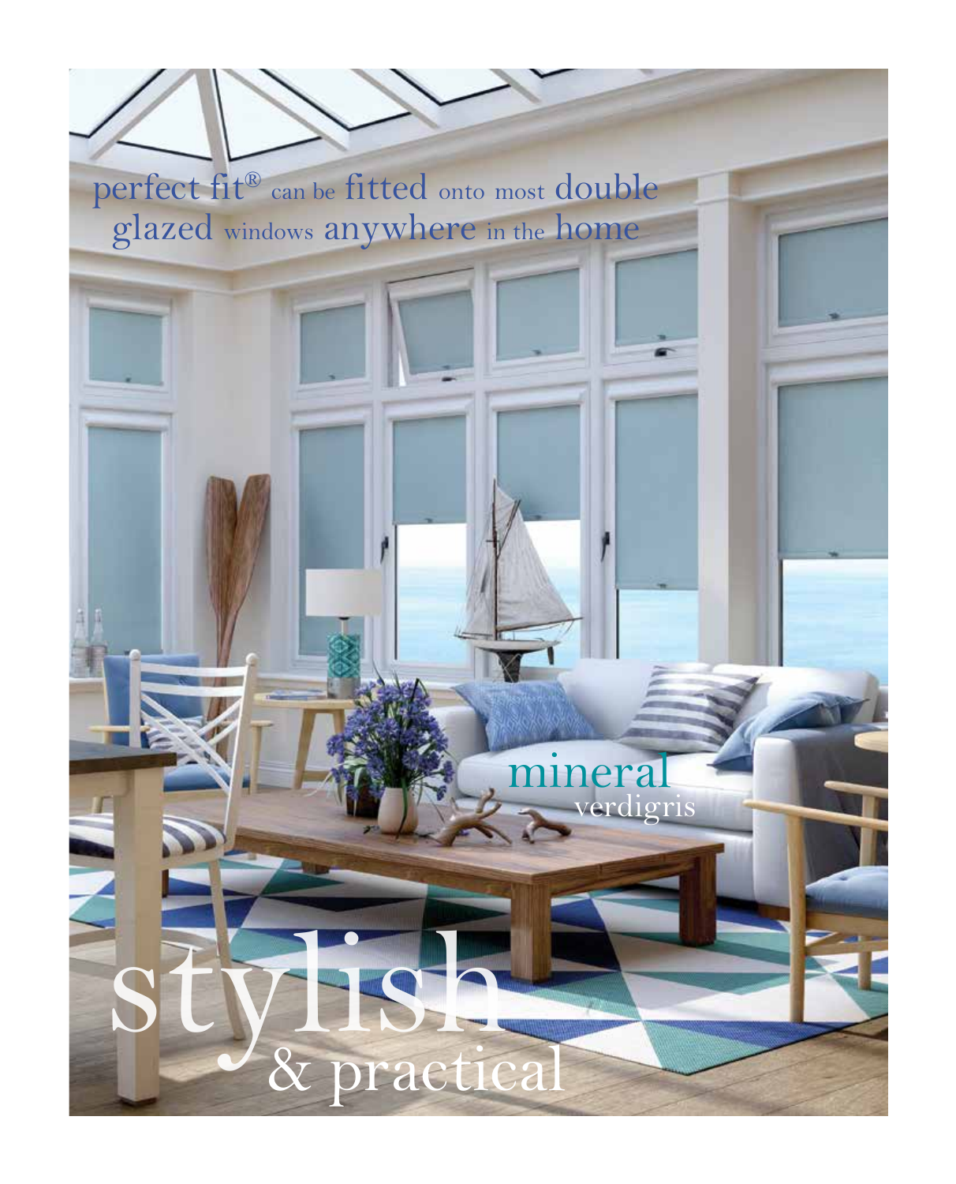perfect fit® can be fitted onto most double glazed windows anywhere in the home

mineral
verdigris

# stylish
## & practical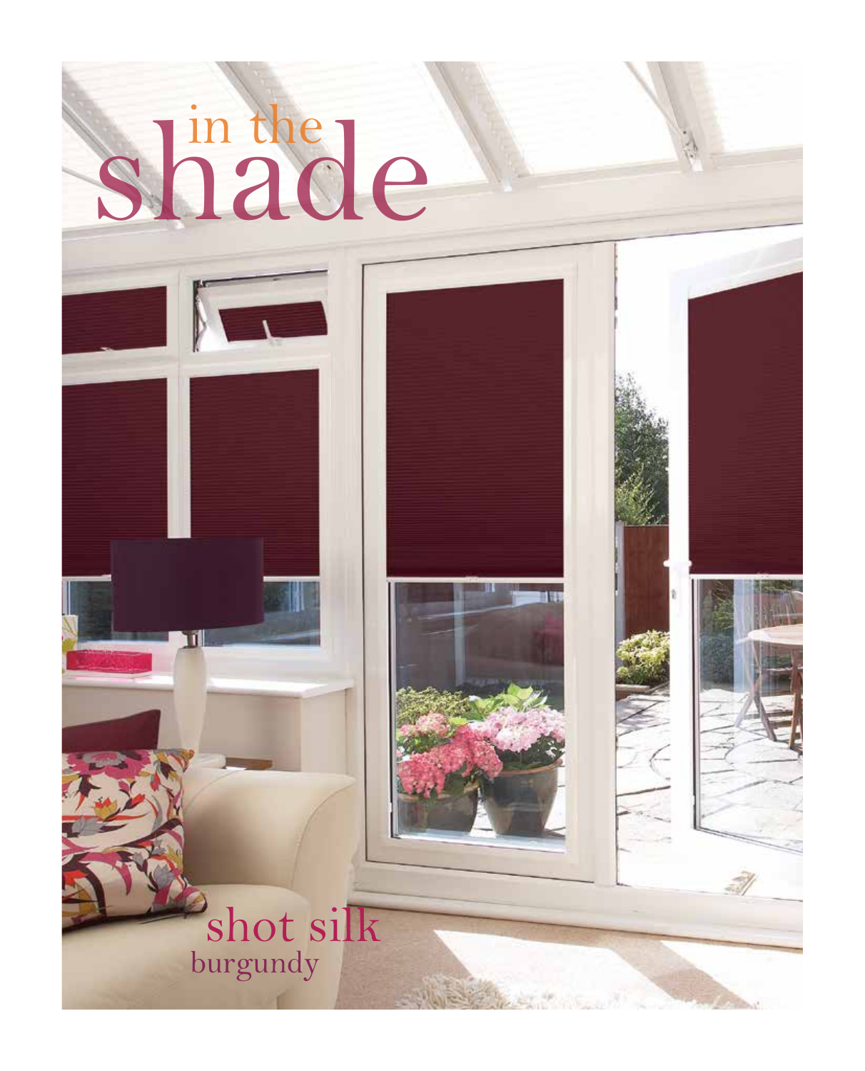# in the shade

shot silk
burgundy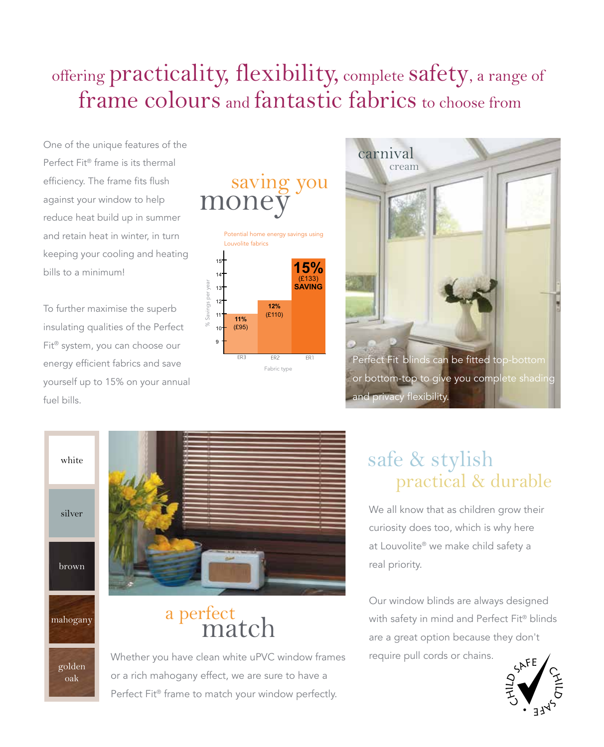# offering practicality, flexibility, complete safety, a range of frame colours and fantastic fabrics to choose from

One of the unique features of the Perfect Fit® frame is its thermal efficiency. The frame fits flush against your window to help reduce heat build up in summer and retain heat in winter, in turn keeping your cooling and heating bills to a minimum!

To further maximise the superb insulating qualities of the Perfect Fit® system, you can choose our energy efficient fabrics and save yourself up to 15% on your annual fuel bills.

## saving you money

Potential home energy savings using Louvolite fabrics

| Fabric type | % Savings per year |
|---|---|
| ER3 | 11% (£95) |
| ER2 | 12% (£110) |
| ER1 | 15% (£133) SAVING |

carnival cream

Perfect Fit blinds can be fitted top-bottom or bottom-top to give you complete shading and privacy flexibility.

- white
- silver
- brown
- mahogany
- golden oak

## a perfect match

Whether you have clean white uPVC window frames or a rich mahogany effect, we are sure to have a Perfect Fit® frame to match your window perfectly.

## safe & stylish practical & durable

We all know that as children grow their curiosity does too, which is why here at Louvolite® we make child safety a real priority.

Our window blinds are always designed with safety in mind and Perfect Fit® blinds are a great option because they don't require pull cords or chains.

CHILD SAFE • CHILD SAFE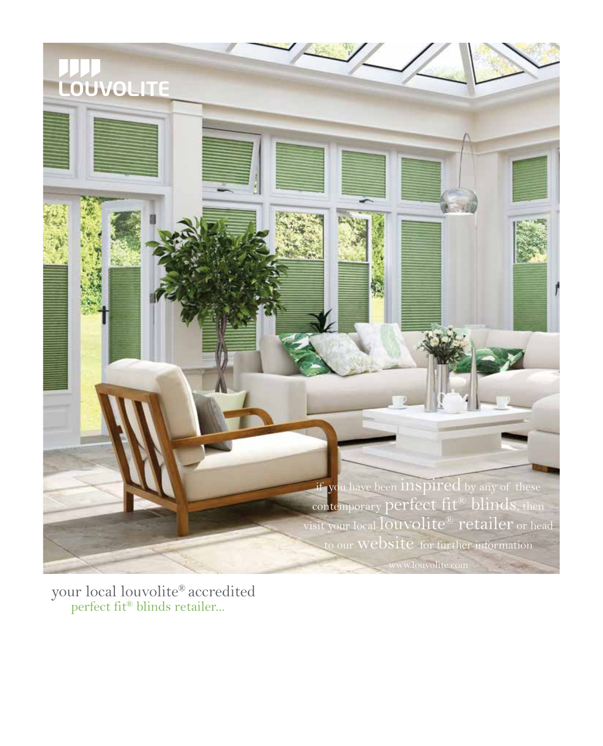LOUVOLITE

if you have been inspired by any of these contemporary perfect fit® blinds, then visit your local louvolite® retailer or head to our website for further information

www.louvolite.com

your local louvolite® accredited
perfect fit® blinds retailer...